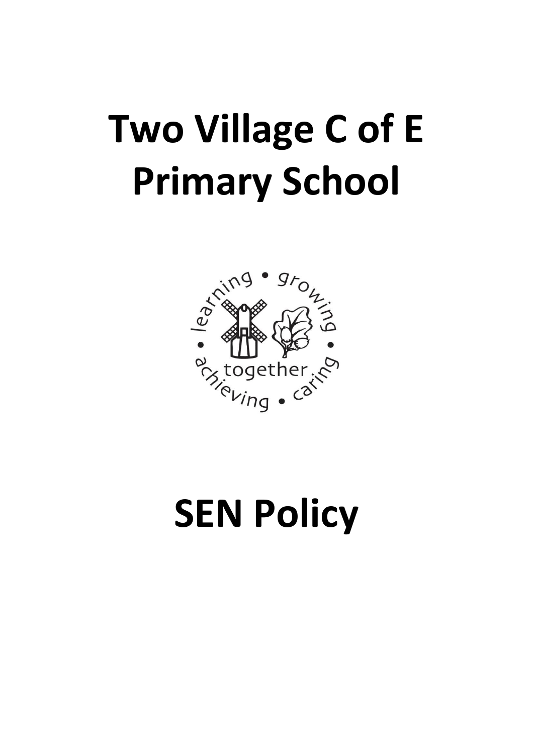# Two Village C of E Primary School

# SEN Policy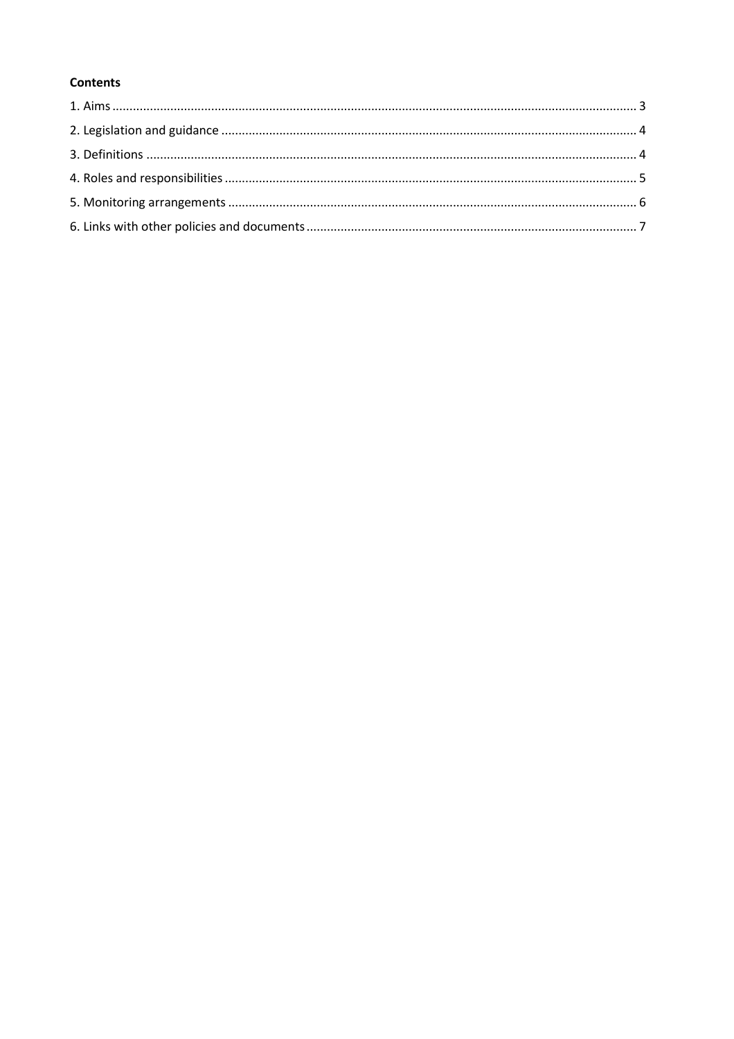**Contents**

1. Aims ........................................................................................................................................ 3
2. Legislation and guidance ........................................................................................................ 4
3. Definitions ............................................................................................................................. 4
4. Roles and responsibilities ....................................................................................................... 5
5. Monitoring arrangements ...................................................................................................... 6
6. Links with other policies and documents ................................................................................ 7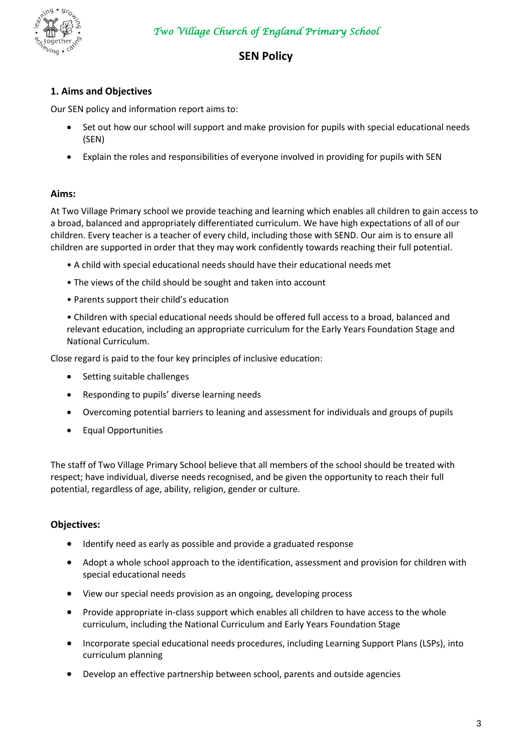# Two Village Church of England Primary School

## SEN Policy

### 1. Aims and Objectives

Our SEN policy and information report aims to:

- Set out how our school will support and make provision for pupils with special educational needs (SEN)
- Explain the roles and responsibilities of everyone involved in providing for pupils with SEN

#### Aims:

At Two Village Primary school we provide teaching and learning which enables all children to gain access to a broad, balanced and appropriately differentiated curriculum. We have high expectations of all of our children. Every teacher is a teacher of every child, including those with SEND. Our aim is to ensure all children are supported in order that they may work confidently towards reaching their full potential.

- A child with special educational needs should have their educational needs met
- The views of the child should be sought and taken into account
- Parents support their child's education
- Children with special educational needs should be offered full access to a broad, balanced and relevant education, including an appropriate curriculum for the Early Years Foundation Stage and National Curriculum.

Close regard is paid to the four key principles of inclusive education:

- Setting suitable challenges
- Responding to pupils' diverse learning needs
- Overcoming potential barriers to leaning and assessment for individuals and groups of pupils
- Equal Opportunities

The staff of Two Village Primary School believe that all members of the school should be treated with respect; have individual, diverse needs recognised, and be given the opportunity to reach their full potential, regardless of age, ability, religion, gender or culture.

#### Objectives:

- Identify need as early as possible and provide a graduated response
- Adopt a whole school approach to the identification, assessment and provision for children with special educational needs
- View our special needs provision as an ongoing, developing process
- Provide appropriate in-class support which enables all children to have access to the whole curriculum, including the National Curriculum and Early Years Foundation Stage
- Incorporate special educational needs procedures, including Learning Support Plans (LSPs), into curriculum planning
- Develop an effective partnership between school, parents and outside agencies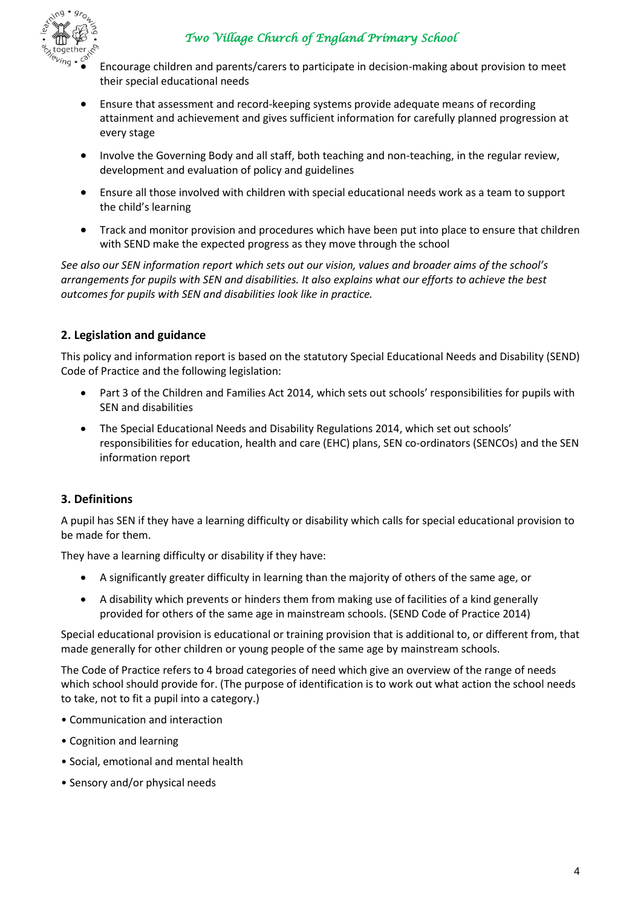- Encourage children and parents/carers to participate in decision-making about provision to meet their special educational needs
- Ensure that assessment and record-keeping systems provide adequate means of recording attainment and achievement and gives sufficient information for carefully planned progression at every stage
- Involve the Governing Body and all staff, both teaching and non-teaching, in the regular review, development and evaluation of policy and guidelines
- Ensure all those involved with children with special educational needs work as a team to support the child's learning
- Track and monitor provision and procedures which have been put into place to ensure that children with SEND make the expected progress as they move through the school

*See also our SEN information report which sets out our vision, values and broader aims of the school's arrangements for pupils with SEN and disabilities. It also explains what our efforts to achieve the best outcomes for pupils with SEN and disabilities look like in practice.*

## 2. Legislation and guidance

This policy and information report is based on the statutory Special Educational Needs and Disability (SEND) Code of Practice and the following legislation:

- Part 3 of the Children and Families Act 2014, which sets out schools' responsibilities for pupils with SEN and disabilities
- The Special Educational Needs and Disability Regulations 2014, which set out schools' responsibilities for education, health and care (EHC) plans, SEN co-ordinators (SENCOs) and the SEN information report

## 3. Definitions

A pupil has SEN if they have a learning difficulty or disability which calls for special educational provision to be made for them.

They have a learning difficulty or disability if they have:

- A significantly greater difficulty in learning than the majority of others of the same age, or
- A disability which prevents or hinders them from making use of facilities of a kind generally provided for others of the same age in mainstream schools. (SEND Code of Practice 2014)

Special educational provision is educational or training provision that is additional to, or different from, that made generally for other children or young people of the same age by mainstream schools.

The Code of Practice refers to 4 broad categories of need which give an overview of the range of needs which school should provide for. (The purpose of identification is to work out what action the school needs to take, not to fit a pupil into a category.)

- Communication and interaction
- Cognition and learning
- Social, emotional and mental health
- Sensory and/or physical needs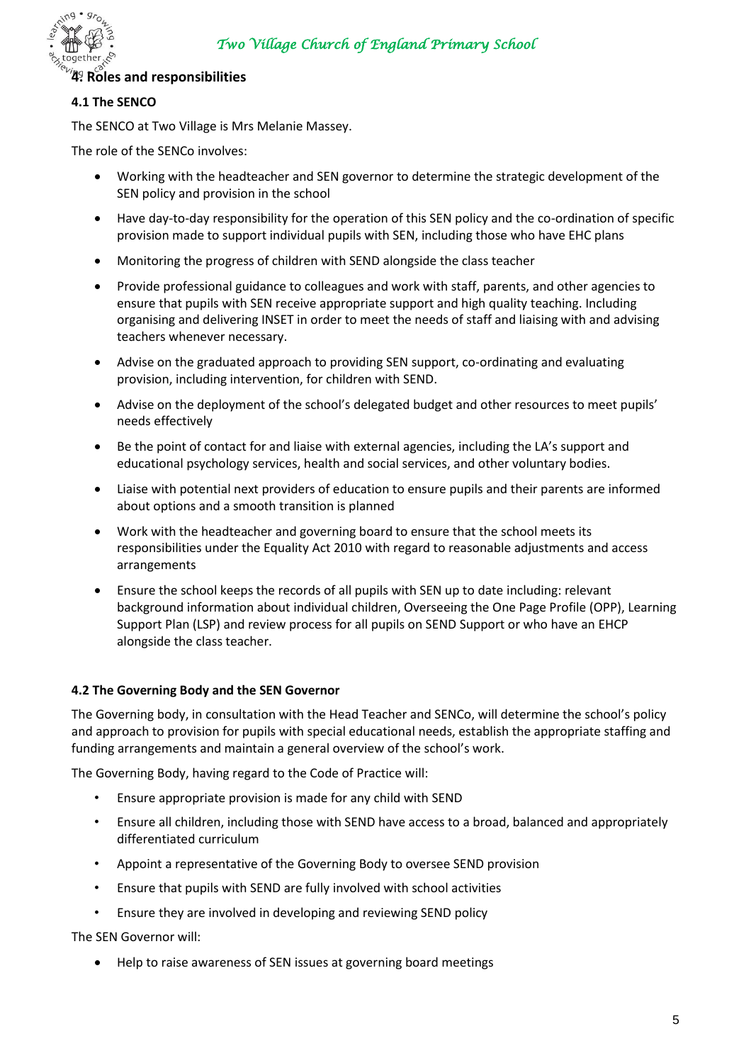## 4. Roles and responsibilities

### 4.1 The SENCO

The SENCO at Two Village is Mrs Melanie Massey.

The role of the SENCo involves:

- Working with the headteacher and SEN governor to determine the strategic development of the SEN policy and provision in the school
- Have day-to-day responsibility for the operation of this SEN policy and the co-ordination of specific provision made to support individual pupils with SEN, including those who have EHC plans
- Monitoring the progress of children with SEND alongside the class teacher
- Provide professional guidance to colleagues and work with staff, parents, and other agencies to ensure that pupils with SEN receive appropriate support and high quality teaching. Including organising and delivering INSET in order to meet the needs of staff and liaising with and advising teachers whenever necessary.
- Advise on the graduated approach to providing SEN support, co-ordinating and evaluating provision, including intervention, for children with SEND.
- Advise on the deployment of the school's delegated budget and other resources to meet pupils' needs effectively
- Be the point of contact for and liaise with external agencies, including the LA's support and educational psychology services, health and social services, and other voluntary bodies.
- Liaise with potential next providers of education to ensure pupils and their parents are informed about options and a smooth transition is planned
- Work with the headteacher and governing board to ensure that the school meets its responsibilities under the Equality Act 2010 with regard to reasonable adjustments and access arrangements
- Ensure the school keeps the records of all pupils with SEN up to date including: relevant background information about individual children, Overseeing the One Page Profile (OPP), Learning Support Plan (LSP) and review process for all pupils on SEND Support or who have an EHCP alongside the class teacher.

### 4.2 The Governing Body and the SEN Governor

The Governing body, in consultation with the Head Teacher and SENCo, will determine the school's policy and approach to provision for pupils with special educational needs, establish the appropriate staffing and funding arrangements and maintain a general overview of the school's work.

The Governing Body, having regard to the Code of Practice will:

- Ensure appropriate provision is made for any child with SEND
- Ensure all children, including those with SEND have access to a broad, balanced and appropriately differentiated curriculum
- Appoint a representative of the Governing Body to oversee SEND provision
- Ensure that pupils with SEND are fully involved with school activities
- Ensure they are involved in developing and reviewing SEND policy

The SEN Governor will:

- Help to raise awareness of SEN issues at governing board meetings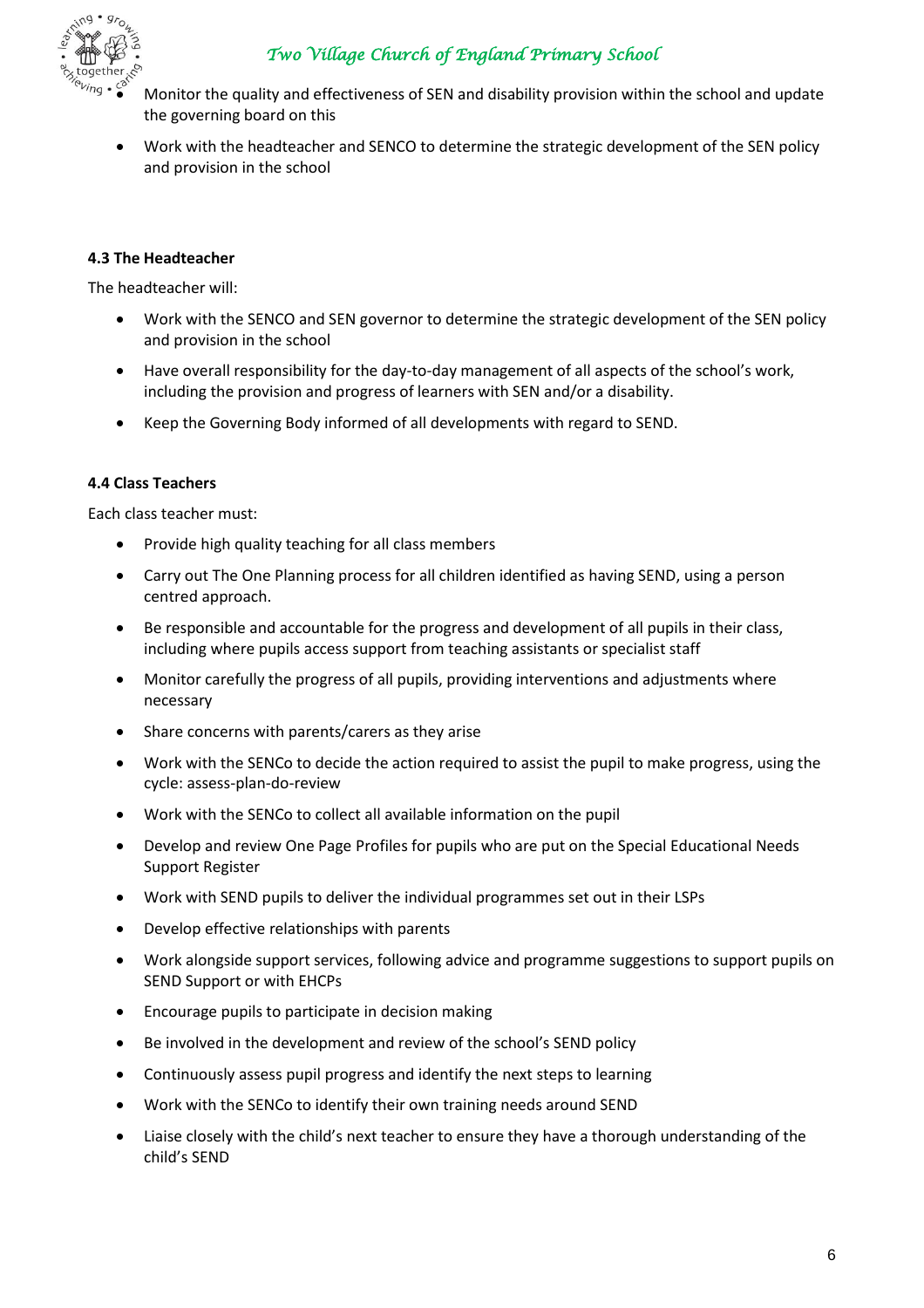- Monitor the quality and effectiveness of SEN and disability provision within the school and update the governing board on this
- Work with the headteacher and SENCO to determine the strategic development of the SEN policy and provision in the school

#### 4.3 The Headteacher

The headteacher will:

- Work with the SENCO and SEN governor to determine the strategic development of the SEN policy and provision in the school
- Have overall responsibility for the day-to-day management of all aspects of the school's work, including the provision and progress of learners with SEN and/or a disability.
- Keep the Governing Body informed of all developments with regard to SEND.

#### 4.4 Class Teachers

Each class teacher must:

- Provide high quality teaching for all class members
- Carry out The One Planning process for all children identified as having SEND, using a person centred approach.
- Be responsible and accountable for the progress and development of all pupils in their class, including where pupils access support from teaching assistants or specialist staff
- Monitor carefully the progress of all pupils, providing interventions and adjustments where necessary
- Share concerns with parents/carers as they arise
- Work with the SENCo to decide the action required to assist the pupil to make progress, using the cycle: assess-plan-do-review
- Work with the SENCo to collect all available information on the pupil
- Develop and review One Page Profiles for pupils who are put on the Special Educational Needs Support Register
- Work with SEND pupils to deliver the individual programmes set out in their LSPs
- Develop effective relationships with parents
- Work alongside support services, following advice and programme suggestions to support pupils on SEND Support or with EHCPs
- Encourage pupils to participate in decision making
- Be involved in the development and review of the school's SEND policy
- Continuously assess pupil progress and identify the next steps to learning
- Work with the SENCo to identify their own training needs around SEND
- Liaise closely with the child's next teacher to ensure they have a thorough understanding of the child's SEND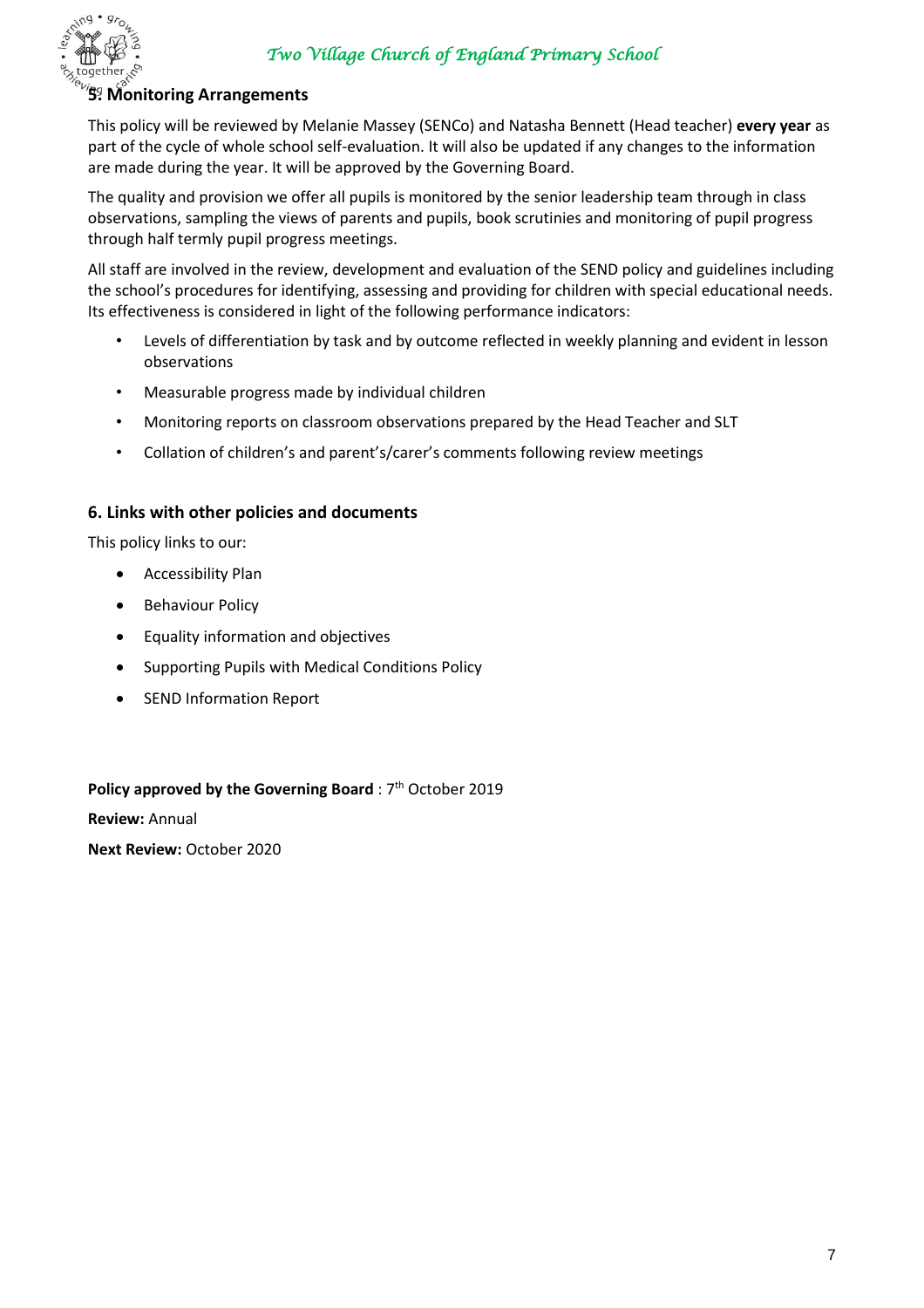## 5. Monitoring Arrangements

This policy will be reviewed by Melanie Massey (SENCo) and Natasha Bennett (Head teacher) **every year** as part of the cycle of whole school self-evaluation. It will also be updated if any changes to the information are made during the year. It will be approved by the Governing Board.

The quality and provision we offer all pupils is monitored by the senior leadership team through in class observations, sampling the views of parents and pupils, book scrutinies and monitoring of pupil progress through half termly pupil progress meetings.

All staff are involved in the review, development and evaluation of the SEND policy and guidelines including the school's procedures for identifying, assessing and providing for children with special educational needs. Its effectiveness is considered in light of the following performance indicators:

- Levels of differentiation by task and by outcome reflected in weekly planning and evident in lesson observations
- Measurable progress made by individual children
- Monitoring reports on classroom observations prepared by the Head Teacher and SLT
- Collation of children's and parent's/carer's comments following review meetings

## 6. Links with other policies and documents

This policy links to our:

- Accessibility Plan
- Behaviour Policy
- Equality information and objectives
- Supporting Pupils with Medical Conditions Policy
- SEND Information Report

**Policy approved by the Governing Board** : 7th October 2019

**Review:** Annual

**Next Review:** October 2020